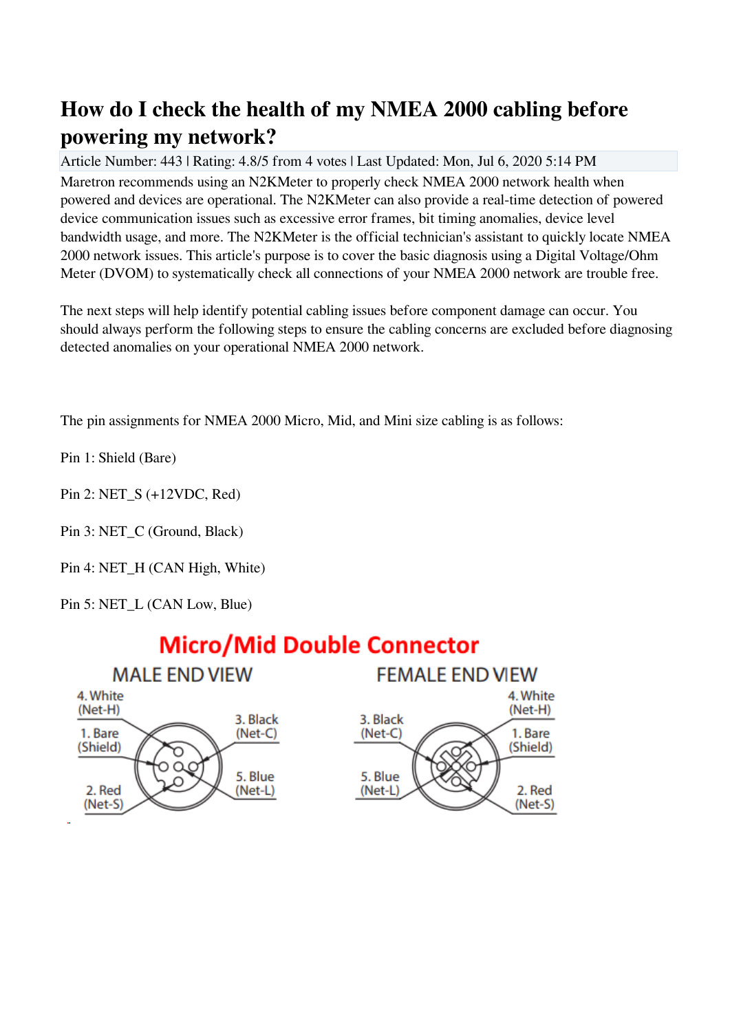# How do I check the health of my NMEA 2000 cabling before powering my network?

Article Number: 443 | Rating: 4.8/5 from 4 votes | Last Updated: Mon, Jul 6, 2020 5:14 PM

Maretron recommends using an N2KMeter to properly check NMEA 2000 network health when powered and devices are operational. The N2KMeter can also provide a real-time detection of powered device communication issues such as excessive error frames, bit timing anomalies, device level bandwidth usage, and more. The N2KMeter is the official technician's assistant to quickly locate NMEA 2000 network issues. This article's purpose is to cover the basic diagnosis using a Digital Voltage/Ohm Meter (DVOM) to systematically check all connections of your NMEA 2000 network are trouble free.

The next steps will help identify potential cabling issues before component damage can occur. You should always perform the following steps to ensure the cabling concerns are excluded before diagnosing detected anomalies on your operational NMEA 2000 network.

The pin assignments for NMEA 2000 Micro, Mid, and Mini size cabling is as follows:

Pin 1: Shield (Bare)

Pin 2: NET_S (+12VDC, Red)

Pin 3: NET_C (Ground, Black)

Pin 4: NET_H (CAN High, White)

Pin 5: NET_L (CAN Low, Blue)

**Micro/Mid Double Connector**

MALE END VIEW

4. White (Net-H)
1. Bare (Shield)
2. Red (Net-S)
3. Black (Net-C)
5. Blue (Net-L)

FEMALE END VIEW

3. Black (Net-C)
5. Blue (Net-L)
4. White (Net-H)
1. Bare (Shield)
2. Red (Net-S)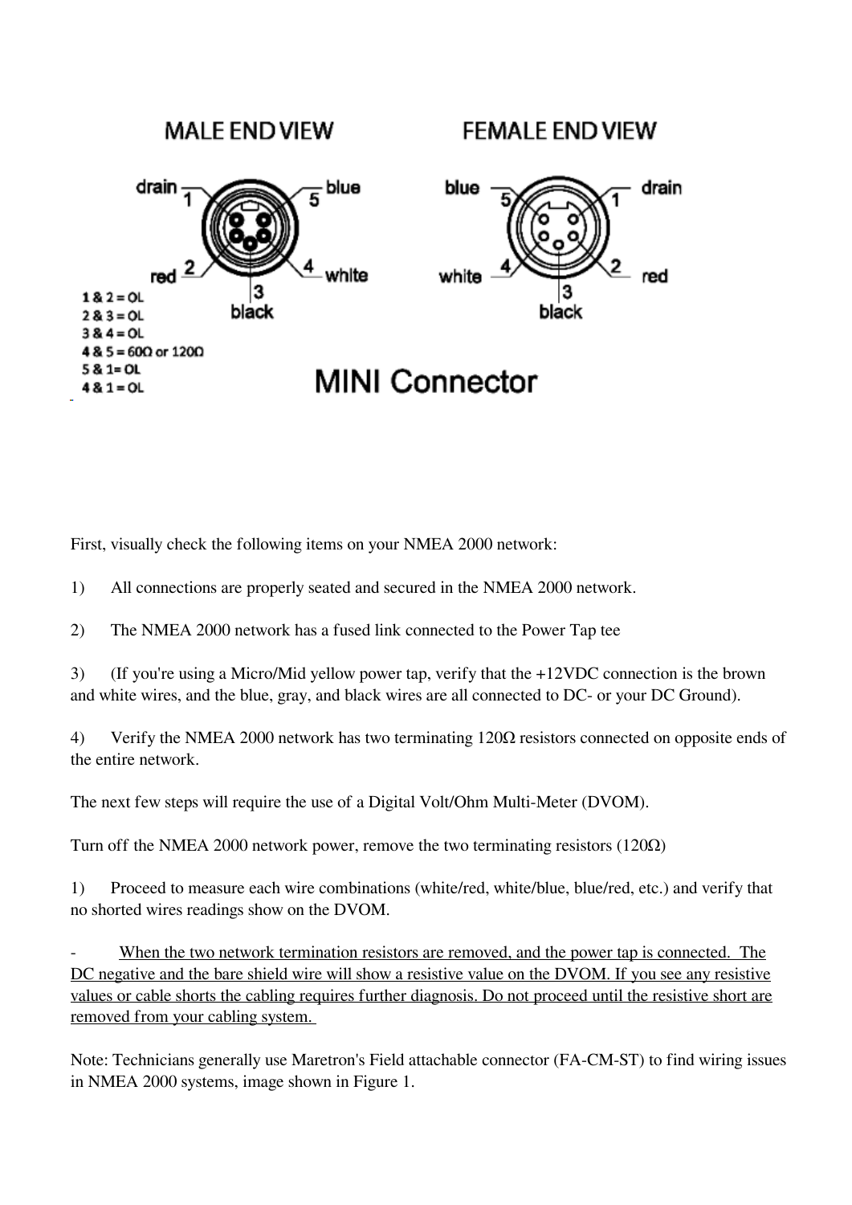MALE END VIEW

FEMALE END VIEW

1 & 2 = OL
2 & 3 = OL
3 & 4 = OL
4 & 5 = 60Ω or 120Ω
5 & 1= OL
4 & 1 = OL

MINI Connector

First, visually check the following items on your NMEA 2000 network:

1) All connections are properly seated and secured in the NMEA 2000 network.

2) The NMEA 2000 network has a fused link connected to the Power Tap tee

3) (If you're using a Micro/Mid yellow power tap, verify that the +12VDC connection is the brown and white wires, and the blue, gray, and black wires are all connected to DC- or your DC Ground).

4) Verify the NMEA 2000 network has two terminating 120Ω resistors connected on opposite ends of the entire network.

The next few steps will require the use of a Digital Volt/Ohm Multi-Meter (DVOM).

Turn off the NMEA 2000 network power, remove the two terminating resistors (120Ω)

1) Proceed to measure each wire combinations (white/red, white/blue, blue/red, etc.) and verify that no shorted wires readings show on the DVOM.

- <u>When the two network termination resistors are removed, and the power tap is connected. The DC negative and the bare shield wire will show a resistive value on the DVOM. If you see any resistive values or cable shorts the cabling requires further diagnosis. Do not proceed until the resistive short are removed from your cabling system.</u>

Note: Technicians generally use Maretron's Field attachable connector (FA-CM-ST) to find wiring issues in NMEA 2000 systems, image shown in Figure 1.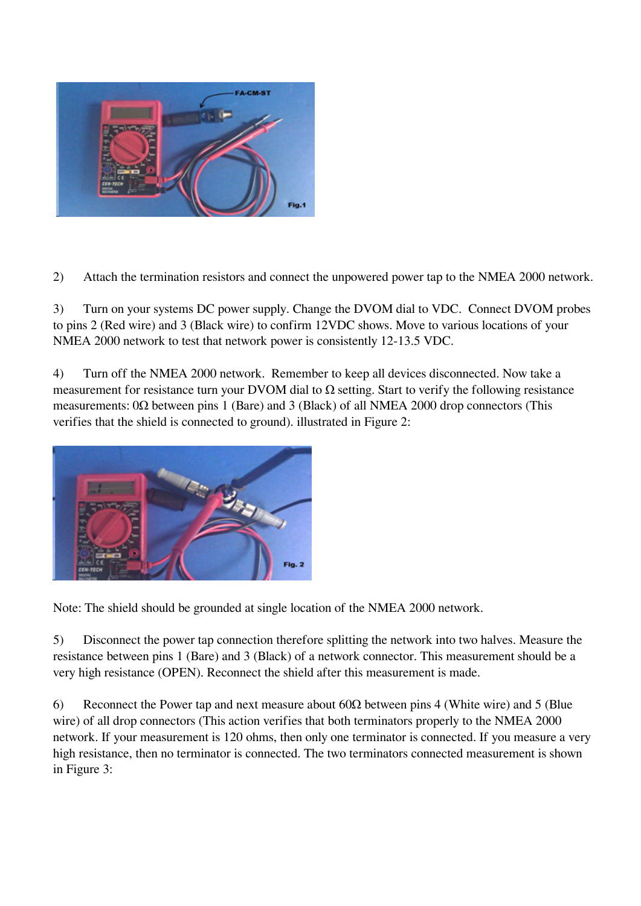2) Attach the termination resistors and connect the unpowered power tap to the NMEA 2000 network.

3) Turn on your systems DC power supply. Change the DVOM dial to VDC. Connect DVOM probes to pins 2 (Red wire) and 3 (Black wire) to confirm 12VDC shows. Move to various locations of your NMEA 2000 network to test that network power is consistently 12-13.5 VDC.

4) Turn off the NMEA 2000 network. Remember to keep all devices disconnected. Now take a measurement for resistance turn your DVOM dial to Ω setting. Start to verify the following resistance measurements: 0Ω between pins 1 (Bare) and 3 (Black) of all NMEA 2000 drop connectors (This verifies that the shield is connected to ground). illustrated in Figure 2:

Note: The shield should be grounded at single location of the NMEA 2000 network.

5) Disconnect the power tap connection therefore splitting the network into two halves. Measure the resistance between pins 1 (Bare) and 3 (Black) of a network connector. This measurement should be a very high resistance (OPEN). Reconnect the shield after this measurement is made.

6) Reconnect the Power tap and next measure about 60Ω between pins 4 (White wire) and 5 (Blue wire) of all drop connectors (This action verifies that both terminators properly to the NMEA 2000 network. If your measurement is 120 ohms, then only one terminator is connected. If you measure a very high resistance, then no terminator is connected. The two terminators connected measurement is shown in Figure 3: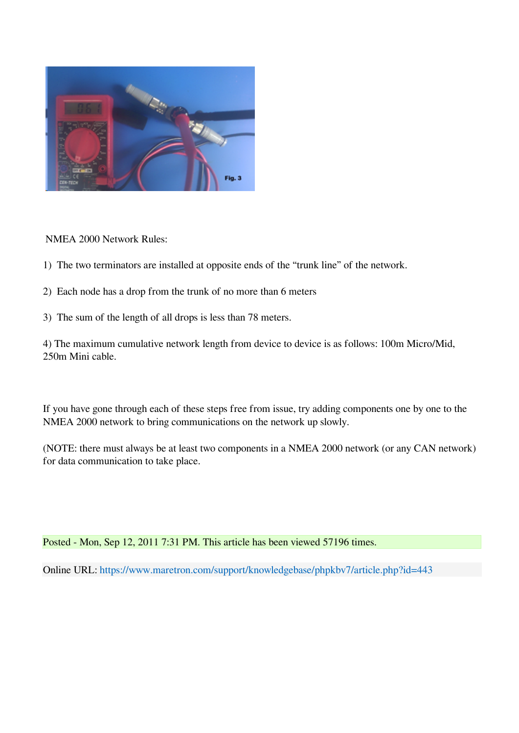Fig. 3

NMEA 2000 Network Rules:

1) The two terminators are installed at opposite ends of the “trunk line” of the network.

2) Each node has a drop from the trunk of no more than 6 meters

3) The sum of the length of all drops is less than 78 meters.

4) The maximum cumulative network length from device to device is as follows: 100m Micro/Mid, 250m Mini cable.

If you have gone through each of these steps free from issue, try adding components one by one to the NMEA 2000 network to bring communications on the network up slowly.

(NOTE: there must always be at least two components in a NMEA 2000 network (or any CAN network) for data communication to take place.

Posted - Mon, Sep 12, 2011 7:31 PM. This article has been viewed 57196 times.

Online URL: https://www.maretron.com/support/knowledgebase/phpkbv7/article.php?id=443